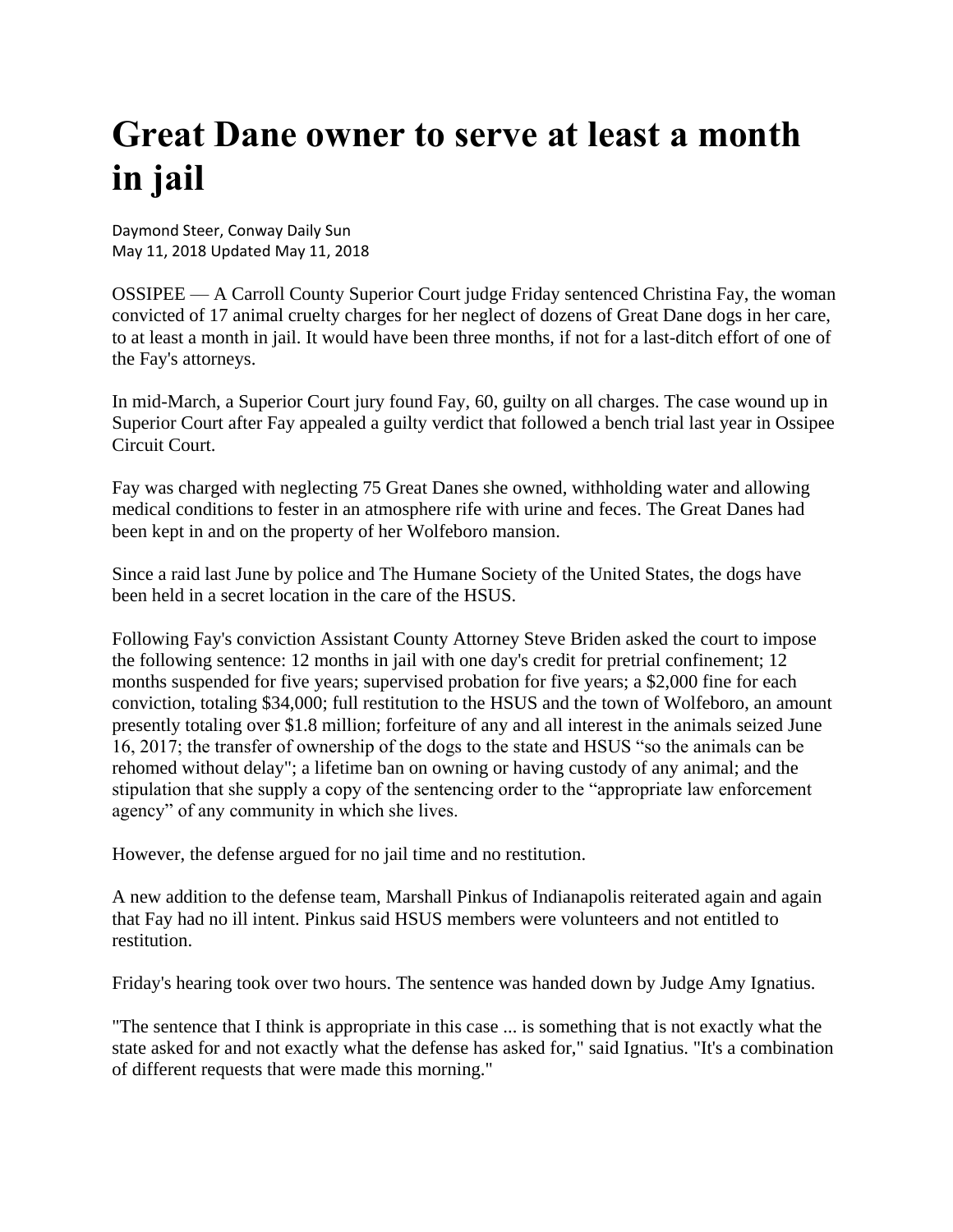# Great Dane owner to serve at least a month in jail

Daymond Steer, Conway Daily Sun
May 11, 2018 Updated May 11, 2018

OSSIPEE — A Carroll County Superior Court judge Friday sentenced Christina Fay, the woman convicted of 17 animal cruelty charges for her neglect of dozens of Great Dane dogs in her care, to at least a month in jail. It would have been three months, if not for a last-ditch effort of one of the Fay's attorneys.

In mid-March, a Superior Court jury found Fay, 60, guilty on all charges. The case wound up in Superior Court after Fay appealed a guilty verdict that followed a bench trial last year in Ossipee Circuit Court.

Fay was charged with neglecting 75 Great Danes she owned, withholding water and allowing medical conditions to fester in an atmosphere rife with urine and feces. The Great Danes had been kept in and on the property of her Wolfeboro mansion.

Since a raid last June by police and The Humane Society of the United States, the dogs have been held in a secret location in the care of the HSUS.

Following Fay's conviction Assistant County Attorney Steve Briden asked the court to impose the following sentence: 12 months in jail with one day's credit for pretrial confinement; 12 months suspended for five years; supervised probation for five years; a $2,000 fine for each conviction, totaling $34,000; full restitution to the HSUS and the town of Wolfeboro, an amount presently totaling over $1.8 million; forfeiture of any and all interest in the animals seized June 16, 2017; the transfer of ownership of the dogs to the state and HSUS "so the animals can be rehomed without delay"; a lifetime ban on owning or having custody of any animal; and the stipulation that she supply a copy of the sentencing order to the "appropriate law enforcement agency" of any community in which she lives.

However, the defense argued for no jail time and no restitution.

A new addition to the defense team, Marshall Pinkus of Indianapolis reiterated again and again that Fay had no ill intent. Pinkus said HSUS members were volunteers and not entitled to restitution.

Friday's hearing took over two hours. The sentence was handed down by Judge Amy Ignatius.

"The sentence that I think is appropriate in this case ... is something that is not exactly what the state asked for and not exactly what the defense has asked for," said Ignatius. "It's a combination of different requests that were made this morning."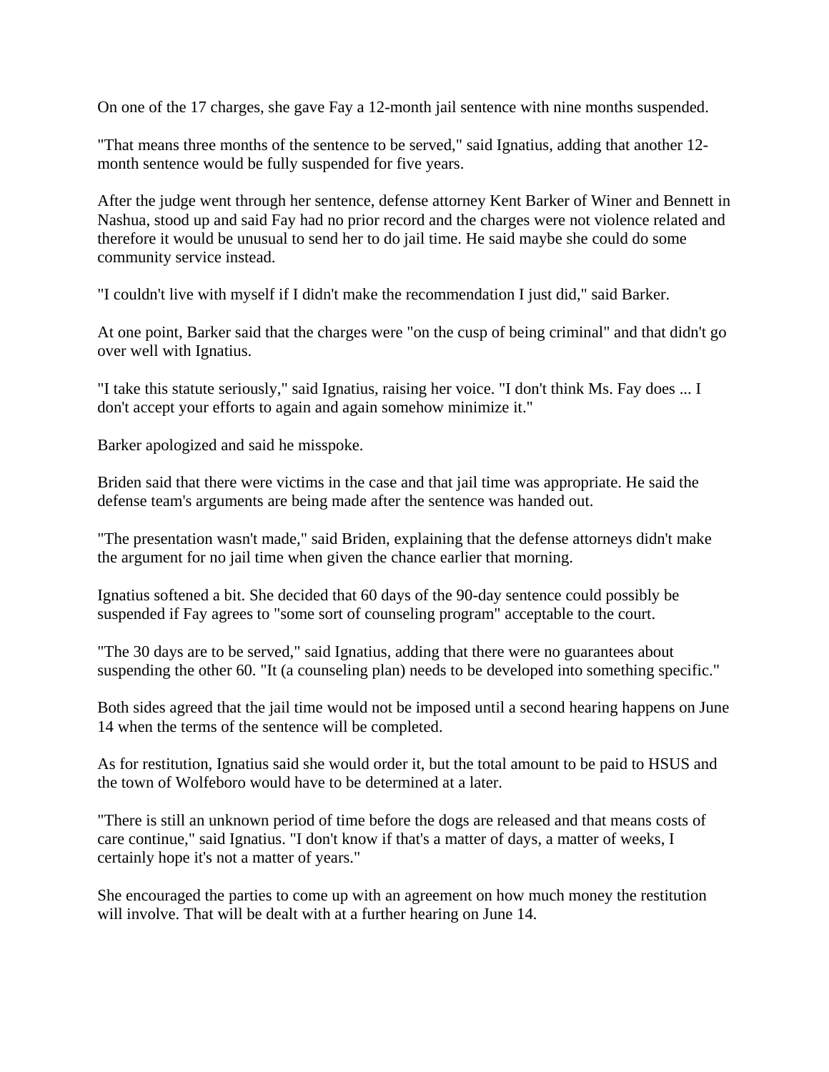On one of the 17 charges, she gave Fay a 12-month jail sentence with nine months suspended.

"That means three months of the sentence to be served," said Ignatius, adding that another 12-month sentence would be fully suspended for five years.

After the judge went through her sentence, defense attorney Kent Barker of Winer and Bennett in Nashua, stood up and said Fay had no prior record and the charges were not violence related and therefore it would be unusual to send her to do jail time. He said maybe she could do some community service instead.

"I couldn't live with myself if I didn't make the recommendation I just did," said Barker.

At one point, Barker said that the charges were "on the cusp of being criminal" and that didn't go over well with Ignatius.

"I take this statute seriously," said Ignatius, raising her voice. "I don't think Ms. Fay does ... I don't accept your efforts to again and again somehow minimize it."

Barker apologized and said he misspoke.

Briden said that there were victims in the case and that jail time was appropriate. He said the defense team's arguments are being made after the sentence was handed out.

"The presentation wasn't made," said Briden, explaining that the defense attorneys didn't make the argument for no jail time when given the chance earlier that morning.

Ignatius softened a bit. She decided that 60 days of the 90-day sentence could possibly be suspended if Fay agrees to "some sort of counseling program" acceptable to the court.

"The 30 days are to be served," said Ignatius, adding that there were no guarantees about suspending the other 60. "It (a counseling plan) needs to be developed into something specific."

Both sides agreed that the jail time would not be imposed until a second hearing happens on June 14 when the terms of the sentence will be completed.

As for restitution, Ignatius said she would order it, but the total amount to be paid to HSUS and the town of Wolfeboro would have to be determined at a later.

"There is still an unknown period of time before the dogs are released and that means costs of care continue," said Ignatius. "I don't know if that's a matter of days, a matter of weeks, I certainly hope it's not a matter of years."

She encouraged the parties to come up with an agreement on how much money the restitution will involve. That will be dealt with at a further hearing on June 14.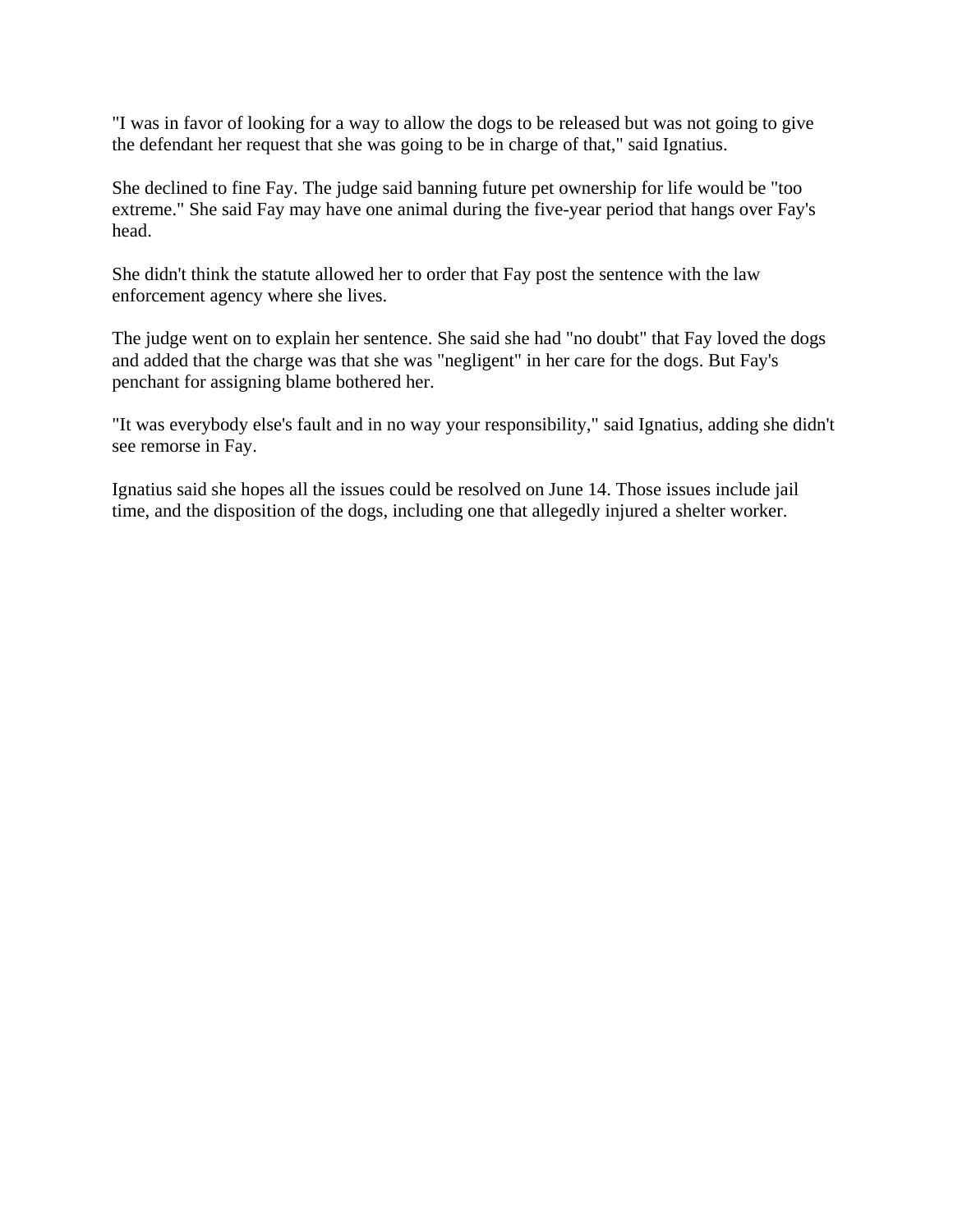"I was in favor of looking for a way to allow the dogs to be released but was not going to give the defendant her request that she was going to be in charge of that," said Ignatius.

She declined to fine Fay. The judge said banning future pet ownership for life would be "too extreme." She said Fay may have one animal during the five-year period that hangs over Fay's head.

She didn't think the statute allowed her to order that Fay post the sentence with the law enforcement agency where she lives.

The judge went on to explain her sentence. She said she had "no doubt" that Fay loved the dogs and added that the charge was that she was "negligent" in her care for the dogs. But Fay's penchant for assigning blame bothered her.

"It was everybody else's fault and in no way your responsibility," said Ignatius, adding she didn't see remorse in Fay.

Ignatius said she hopes all the issues could be resolved on June 14. Those issues include jail time, and the disposition of the dogs, including one that allegedly injured a shelter worker.